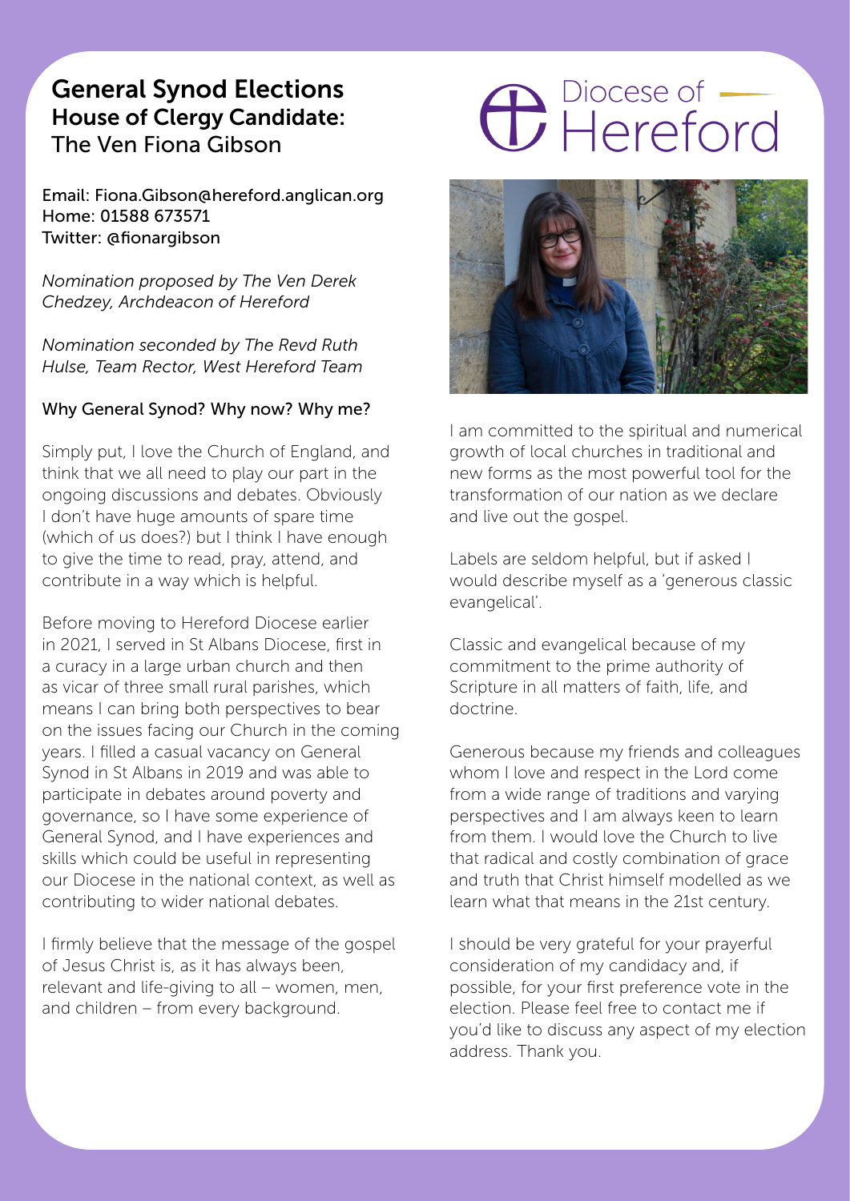# General Synod Elections
## House of Clergy Candidate:
## The Ven Fiona Gibson

Diocese of Hereford

Email: Fiona.Gibson@hereford.anglican.org
Home: 01588 673571
Twitter: @fionargibson

*Nomination proposed by The Ven Derek Chedzey, Archdeacon of Hereford*

*Nomination seconded by The Revd Ruth Hulse, Team Rector, West Hereford Team*

### Why General Synod? Why now? Why me?

Simply put, I love the Church of England, and think that we all need to play our part in the ongoing discussions and debates. Obviously I don't have huge amounts of spare time (which of us does?) but I think I have enough to give the time to read, pray, attend, and contribute in a way which is helpful.

Before moving to Hereford Diocese earlier in 2021, I served in St Albans Diocese, first in a curacy in a large urban church and then as vicar of three small rural parishes, which means I can bring both perspectives to bear on the issues facing our Church in the coming years. I filled a casual vacancy on General Synod in St Albans in 2019 and was able to participate in debates around poverty and governance, so I have some experience of General Synod, and I have experiences and skills which could be useful in representing our Diocese in the national context, as well as contributing to wider national debates.

I firmly believe that the message of the gospel of Jesus Christ is, as it has always been, relevant and life-giving to all – women, men, and children – from every background.

I am committed to the spiritual and numerical growth of local churches in traditional and new forms as the most powerful tool for the transformation of our nation as we declare and live out the gospel.

Labels are seldom helpful, but if asked I would describe myself as a 'generous classic evangelical'.

Classic and evangelical because of my commitment to the prime authority of Scripture in all matters of faith, life, and doctrine.

Generous because my friends and colleagues whom I love and respect in the Lord come from a wide range of traditions and varying perspectives and I am always keen to learn from them. I would love the Church to live that radical and costly combination of grace and truth that Christ himself modelled as we learn what that means in the 21st century.

I should be very grateful for your prayerful consideration of my candidacy and, if possible, for your first preference vote in the election. Please feel free to contact me if you'd like to discuss any aspect of my election address. Thank you.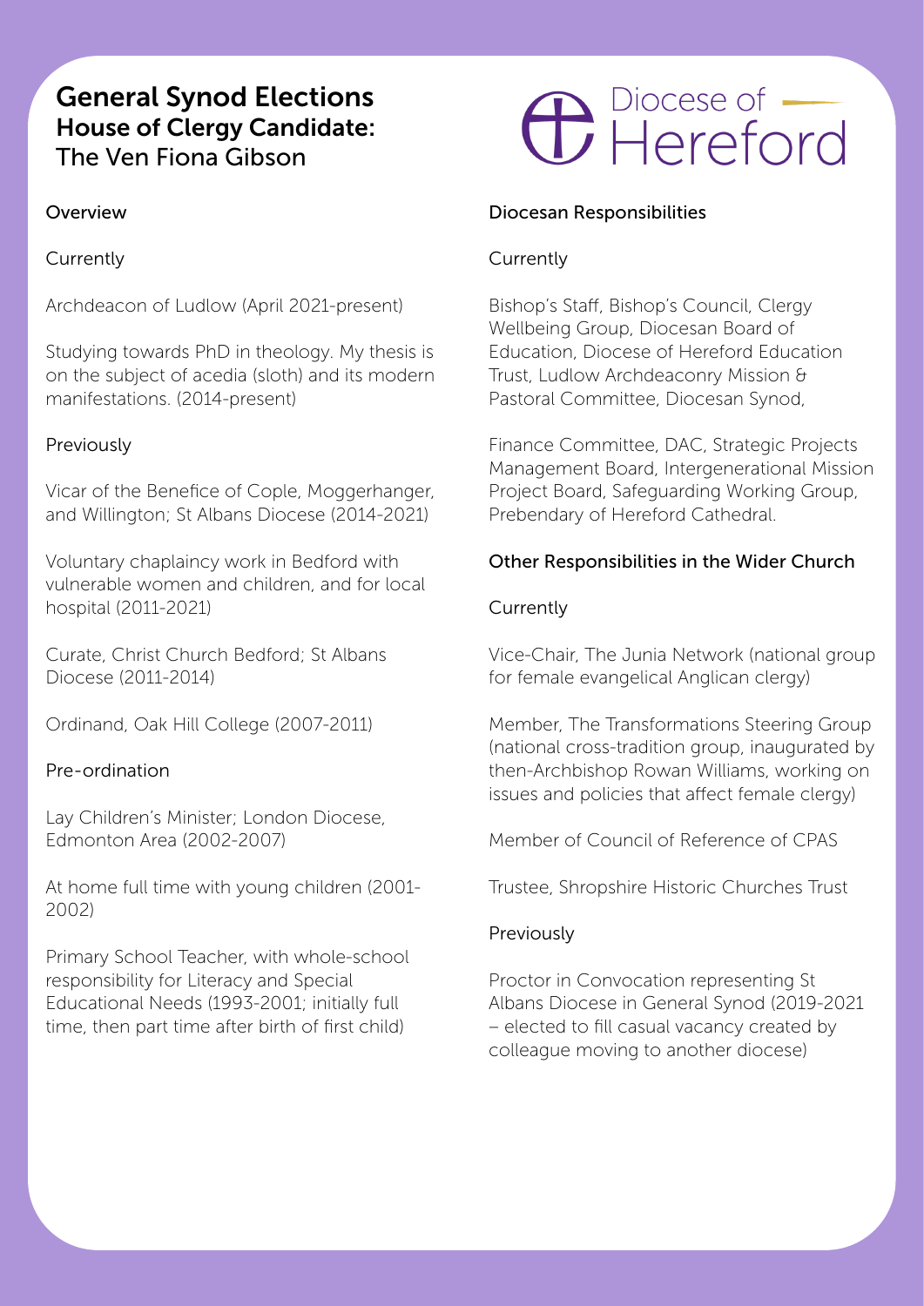# General Synod Elections
## House of Clergy Candidate:
## The Ven Fiona Gibson

Diocese of Hereford

### Overview

#### Currently

Archdeacon of Ludlow (April 2021-present)

Studying towards PhD in theology. My thesis is on the subject of acedia (sloth) and its modern manifestations. (2014-present)

#### Previously

Vicar of the Benefice of Cople, Moggerhanger, and Willington; St Albans Diocese (2014-2021)

Voluntary chaplaincy work in Bedford with vulnerable women and children, and for local hospital (2011-2021)

Curate, Christ Church Bedford; St Albans Diocese (2011-2014)

Ordinand, Oak Hill College (2007-2011)

#### Pre-ordination

Lay Children's Minister; London Diocese, Edmonton Area (2002-2007)

At home full time with young children (2001-2002)

Primary School Teacher, with whole-school responsibility for Literacy and Special Educational Needs (1993-2001; initially full time, then part time after birth of first child)

### Diocesan Responsibilities

#### Currently

Bishop's Staff, Bishop's Council, Clergy Wellbeing Group, Diocesan Board of Education, Diocese of Hereford Education Trust, Ludlow Archdeaconry Mission & Pastoral Committee, Diocesan Synod,

Finance Committee, DAC, Strategic Projects Management Board, Intergenerational Mission Project Board, Safeguarding Working Group, Prebendary of Hereford Cathedral.

### Other Responsibilities in the Wider Church

#### Currently

Vice-Chair, The Junia Network (national group for female evangelical Anglican clergy)

Member, The Transformations Steering Group (national cross-tradition group, inaugurated by then-Archbishop Rowan Williams, working on issues and policies that affect female clergy)

Member of Council of Reference of CPAS

Trustee, Shropshire Historic Churches Trust

#### Previously

Proctor in Convocation representing St Albans Diocese in General Synod (2019-2021 – elected to fill casual vacancy created by colleague moving to another diocese)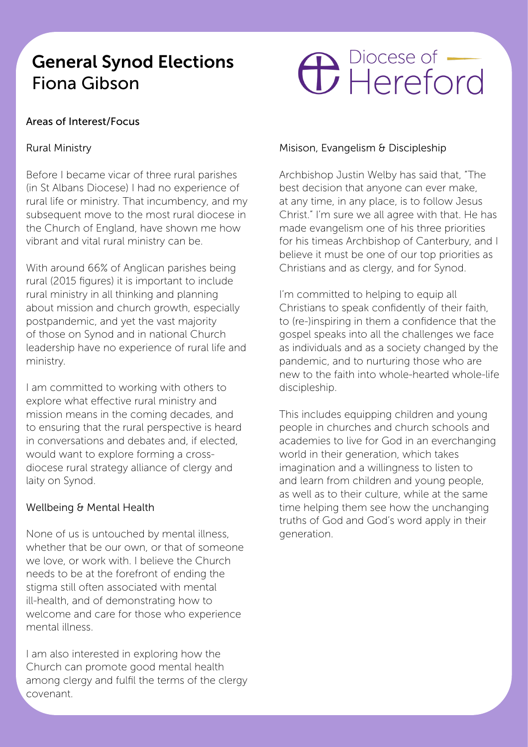# General Synod Elections
## Fiona Gibson

Diocese of Hereford

### Areas of Interest/Focus

#### Rural Ministry

Before I became vicar of three rural parishes (in St Albans Diocese) I had no experience of rural life or ministry. That incumbency, and my subsequent move to the most rural diocese in the Church of England, have shown me how vibrant and vital rural ministry can be.

With around 66% of Anglican parishes being rural (2015 figures) it is important to include rural ministry in all thinking and planning about mission and church growth, especially postpandemic, and yet the vast majority of those on Synod and in national Church leadership have no experience of rural life and ministry.

I am committed to working with others to explore what effective rural ministry and mission means in the coming decades, and to ensuring that the rural perspective is heard in conversations and debates and, if elected, would want to explore forming a cross-diocese rural strategy alliance of clergy and laity on Synod.

#### Wellbeing & Mental Health

None of us is untouched by mental illness, whether that be our own, or that of someone we love, or work with. I believe the Church needs to be at the forefront of ending the stigma still often associated with mental ill-health, and of demonstrating how to welcome and care for those who experience mental illness.

I am also interested in exploring how the Church can promote good mental health among clergy and fulfil the terms of the clergy covenant.

#### Misison, Evangelism & Discipleship

Archbishop Justin Welby has said that, "The best decision that anyone can ever make, at any time, in any place, is to follow Jesus Christ." I'm sure we all agree with that. He has made evangelism one of his three priorities for his timeas Archbishop of Canterbury, and I believe it must be one of our top priorities as Christians and as clergy, and for Synod.

I'm committed to helping to equip all Christians to speak confidently of their faith, to (re-)inspiring in them a confidence that the gospel speaks into all the challenges we face as individuals and as a society changed by the pandemic, and to nurturing those who are new to the faith into whole-hearted whole-life discipleship.

This includes equipping children and young people in churches and church schools and academies to live for God in an everchanging world in their generation, which takes imagination and a willingness to listen to and learn from children and young people, as well as to their culture, while at the same time helping them see how the unchanging truths of God and God's word apply in their generation.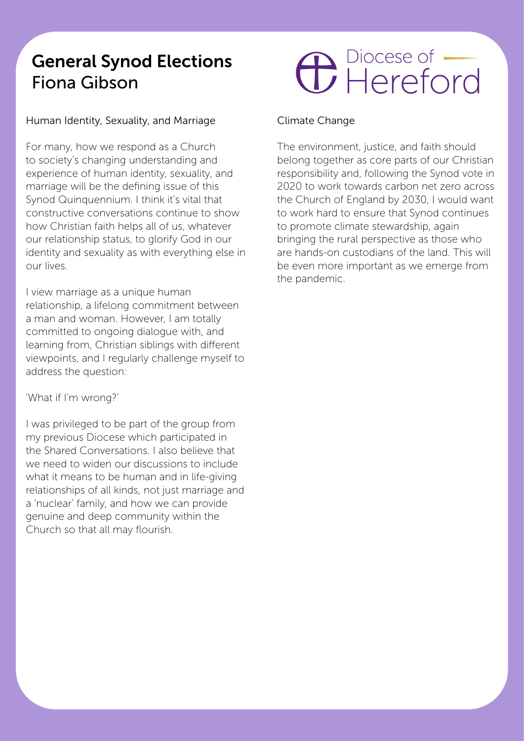# General Synod Elections
## Fiona Gibson

Diocese of Hereford

### Human Identity, Sexuality, and Marriage

For many, how we respond as a Church to society's changing understanding and experience of human identity, sexuality, and marriage will be the defining issue of this Synod Quinquennium. I think it's vital that constructive conversations continue to show how Christian faith helps all of us, whatever our relationship status, to glorify God in our identity and sexuality as with everything else in our lives.

I view marriage as a unique human relationship, a lifelong commitment between a man and woman. However, I am totally committed to ongoing dialogue with, and learning from, Christian siblings with different viewpoints, and I regularly challenge myself to address the question:

'What if I'm wrong?'

I was privileged to be part of the group from my previous Diocese which participated in the Shared Conversations. I also believe that we need to widen our discussions to include what it means to be human and in life-giving relationships of all kinds, not just marriage and a 'nuclear' family, and how we can provide genuine and deep community within the Church so that all may flourish.

### Climate Change

The environment, justice, and faith should belong together as core parts of our Christian responsibility and, following the Synod vote in 2020 to work towards carbon net zero across the Church of England by 2030, I would want to work hard to ensure that Synod continues to promote climate stewardship, again bringing the rural perspective as those who are hands-on custodians of the land. This will be even more important as we emerge from the pandemic.